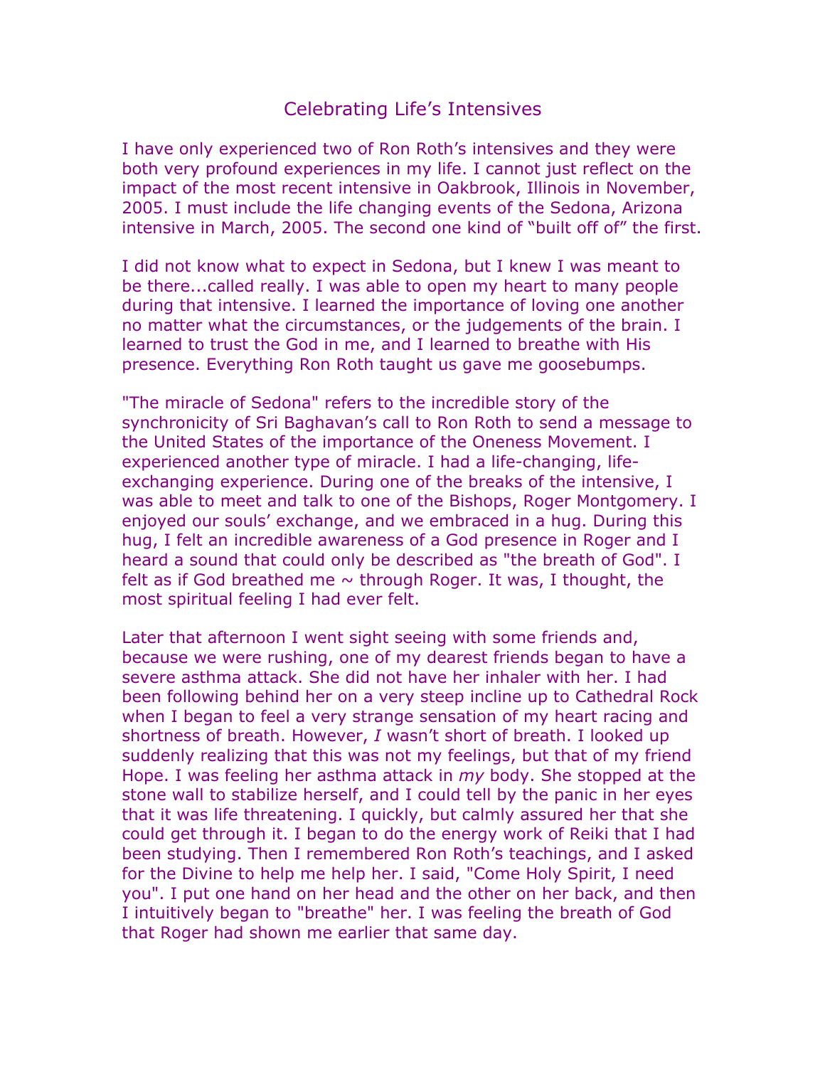# Celebrating Life's Intensives

I have only experienced two of Ron Roth's intensives and they were both very profound experiences in my life. I cannot just reflect on the impact of the most recent intensive in Oakbrook, Illinois in November, 2005. I must include the life changing events of the Sedona, Arizona intensive in March, 2005. The second one kind of "built off of" the first.

I did not know what to expect in Sedona, but I knew I was meant to be there...called really. I was able to open my heart to many people during that intensive. I learned the importance of loving one another no matter what the circumstances, or the judgements of the brain. I learned to trust the God in me, and I learned to breathe with His presence. Everything Ron Roth taught us gave me goosebumps.

"The miracle of Sedona" refers to the incredible story of the synchronicity of Sri Baghavan's call to Ron Roth to send a message to the United States of the importance of the Oneness Movement. I experienced another type of miracle. I had a life-changing, life-exchanging experience. During one of the breaks of the intensive, I was able to meet and talk to one of the Bishops, Roger Montgomery. I enjoyed our souls' exchange, and we embraced in a hug. During this hug, I felt an incredible awareness of a God presence in Roger and I heard a sound that could only be described as "the breath of God". I felt as if God breathed me ~ through Roger. It was, I thought, the most spiritual feeling I had ever felt.

Later that afternoon I went sight seeing with some friends and, because we were rushing, one of my dearest friends began to have a severe asthma attack. She did not have her inhaler with her. I had been following behind her on a very steep incline up to Cathedral Rock when I began to feel a very strange sensation of my heart racing and shortness of breath. However, *I* wasn't short of breath. I looked up suddenly realizing that this was not my feelings, but that of my friend Hope. I was feeling her asthma attack in *my* body. She stopped at the stone wall to stabilize herself, and I could tell by the panic in her eyes that it was life threatening. I quickly, but calmly assured her that she could get through it. I began to do the energy work of Reiki that I had been studying. Then I remembered Ron Roth's teachings, and I asked for the Divine to help me help her. I said, "Come Holy Spirit, I need you". I put one hand on her head and the other on her back, and then I intuitively began to "breathe" her. I was feeling the breath of God that Roger had shown me earlier that same day.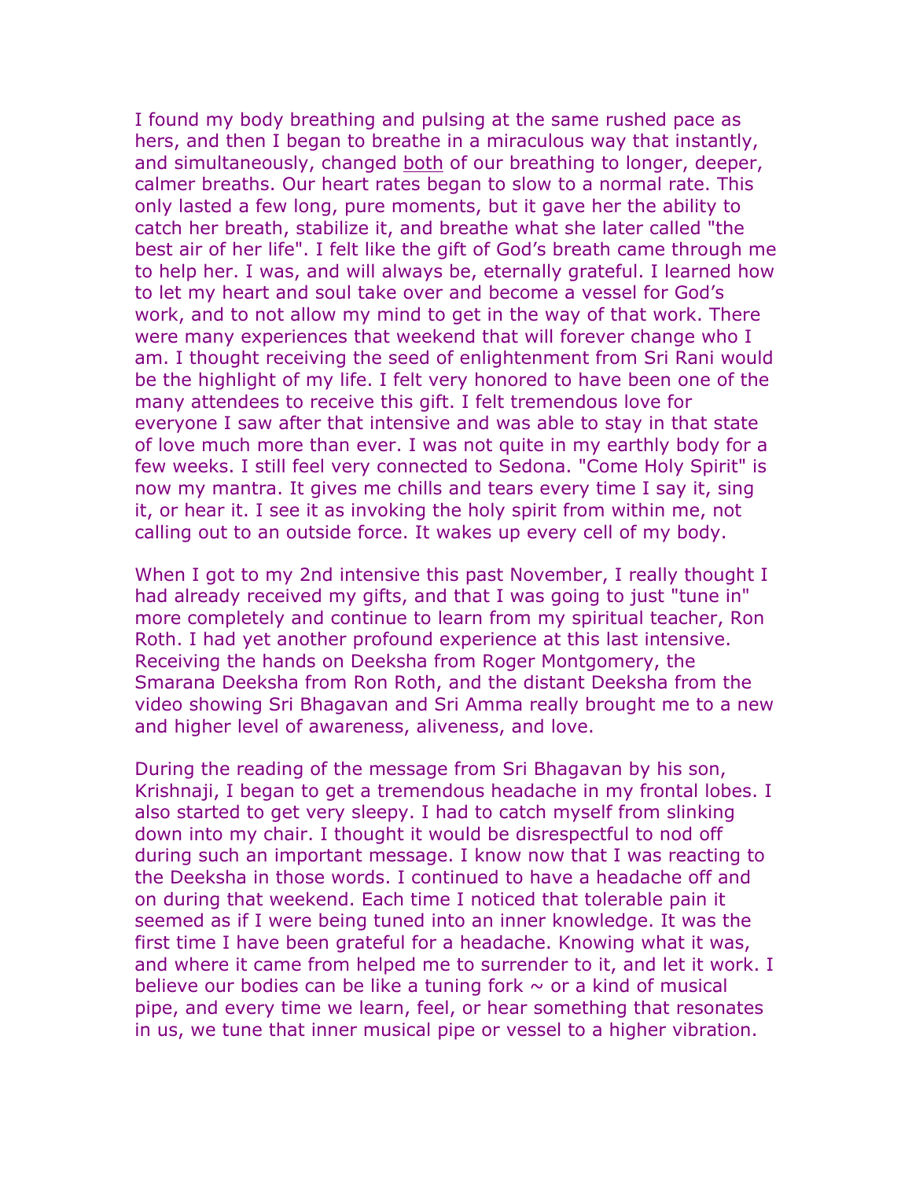I found my body breathing and pulsing at the same rushed pace as hers, and then I began to breathe in a miraculous way that instantly, and simultaneously, changed <u>both</u> of our breathing to longer, deeper, calmer breaths. Our heart rates began to slow to a normal rate. This only lasted a few long, pure moments, but it gave her the ability to catch her breath, stabilize it, and breathe what she later called "the best air of her life". I felt like the gift of God's breath came through me to help her. I was, and will always be, eternally grateful. I learned how to let my heart and soul take over and become a vessel for God's work, and to not allow my mind to get in the way of that work. There were many experiences that weekend that will forever change who I am. I thought receiving the seed of enlightenment from Sri Rani would be the highlight of my life. I felt very honored to have been one of the many attendees to receive this gift. I felt tremendous love for everyone I saw after that intensive and was able to stay in that state of love much more than ever. I was not quite in my earthly body for a few weeks. I still feel very connected to Sedona. "Come Holy Spirit" is now my mantra. It gives me chills and tears every time I say it, sing it, or hear it. I see it as invoking the holy spirit from within me, not calling out to an outside force. It wakes up every cell of my body.

When I got to my 2nd intensive this past November, I really thought I had already received my gifts, and that I was going to just "tune in" more completely and continue to learn from my spiritual teacher, Ron Roth. I had yet another profound experience at this last intensive. Receiving the hands on Deeksha from Roger Montgomery, the Smarana Deeksha from Ron Roth, and the distant Deeksha from the video showing Sri Bhagavan and Sri Amma really brought me to a new and higher level of awareness, aliveness, and love.

During the reading of the message from Sri Bhagavan by his son, Krishnaji, I began to get a tremendous headache in my frontal lobes. I also started to get very sleepy. I had to catch myself from slinking down into my chair. I thought it would be disrespectful to nod off during such an important message. I know now that I was reacting to the Deeksha in those words. I continued to have a headache off and on during that weekend. Each time I noticed that tolerable pain it seemed as if I were being tuned into an inner knowledge. It was the first time I have been grateful for a headache. Knowing what it was, and where it came from helped me to surrender to it, and let it work. I believe our bodies can be like a tuning fork ~ or a kind of musical pipe, and every time we learn, feel, or hear something that resonates in us, we tune that inner musical pipe or vessel to a higher vibration.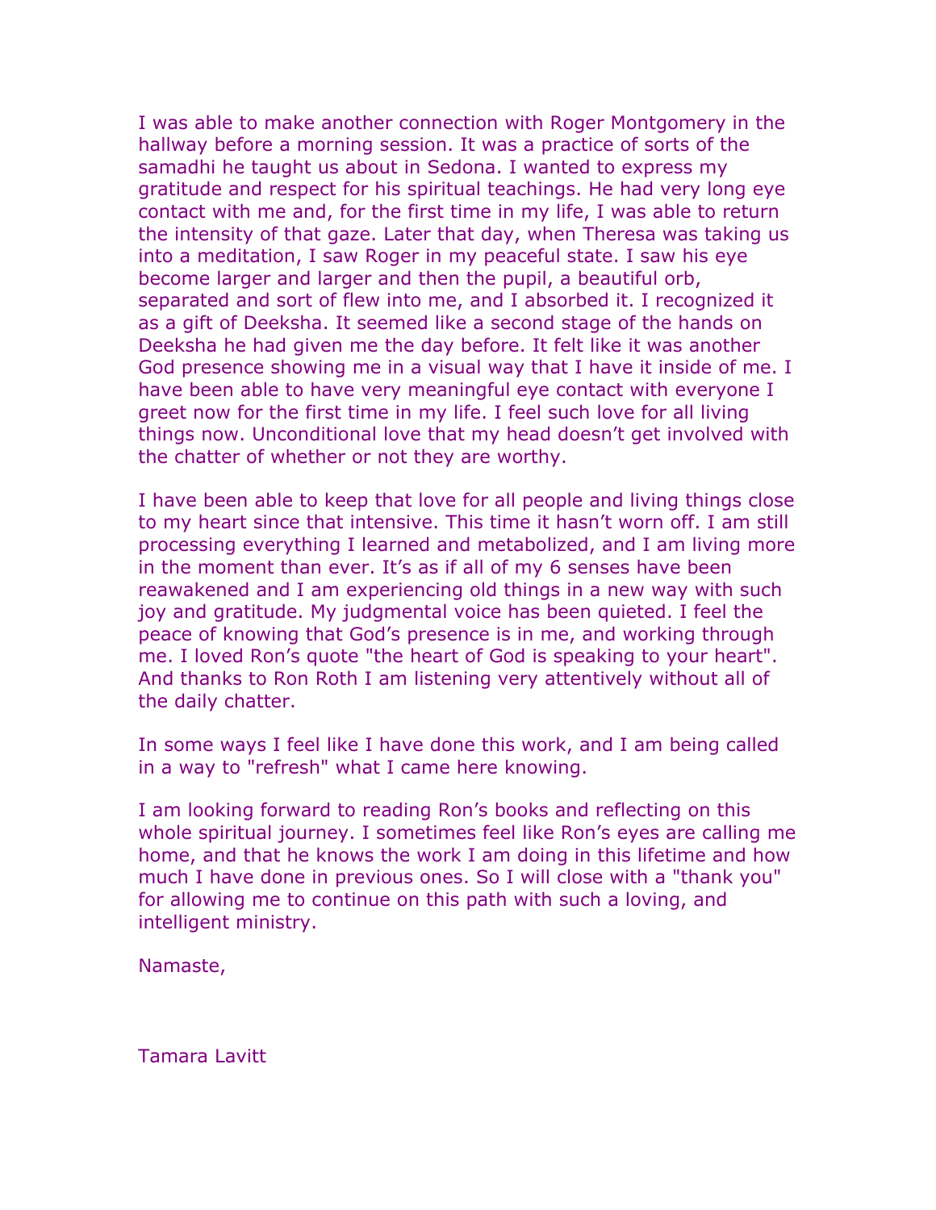I was able to make another connection with Roger Montgomery in the hallway before a morning session. It was a practice of sorts of the samadhi he taught us about in Sedona. I wanted to express my gratitude and respect for his spiritual teachings. He had very long eye contact with me and, for the first time in my life, I was able to return the intensity of that gaze. Later that day, when Theresa was taking us into a meditation, I saw Roger in my peaceful state. I saw his eye become larger and larger and then the pupil, a beautiful orb, separated and sort of flew into me, and I absorbed it. I recognized it as a gift of Deeksha. It seemed like a second stage of the hands on Deeksha he had given me the day before. It felt like it was another God presence showing me in a visual way that I have it inside of me. I have been able to have very meaningful eye contact with everyone I greet now for the first time in my life. I feel such love for all living things now. Unconditional love that my head doesn't get involved with the chatter of whether or not they are worthy.

I have been able to keep that love for all people and living things close to my heart since that intensive. This time it hasn't worn off. I am still processing everything I learned and metabolized, and I am living more in the moment than ever. It's as if all of my 6 senses have been reawakened and I am experiencing old things in a new way with such joy and gratitude. My judgmental voice has been quieted. I feel the peace of knowing that God's presence is in me, and working through me. I loved Ron's quote "the heart of God is speaking to your heart". And thanks to Ron Roth I am listening very attentively without all of the daily chatter.

In some ways I feel like I have done this work, and I am being called in a way to "refresh" what I came here knowing.

I am looking forward to reading Ron's books and reflecting on this whole spiritual journey. I sometimes feel like Ron's eyes are calling me home, and that he knows the work I am doing in this lifetime and how much I have done in previous ones. So I will close with a "thank you" for allowing me to continue on this path with such a loving, and intelligent ministry.

Namaste,

Tamara Lavitt